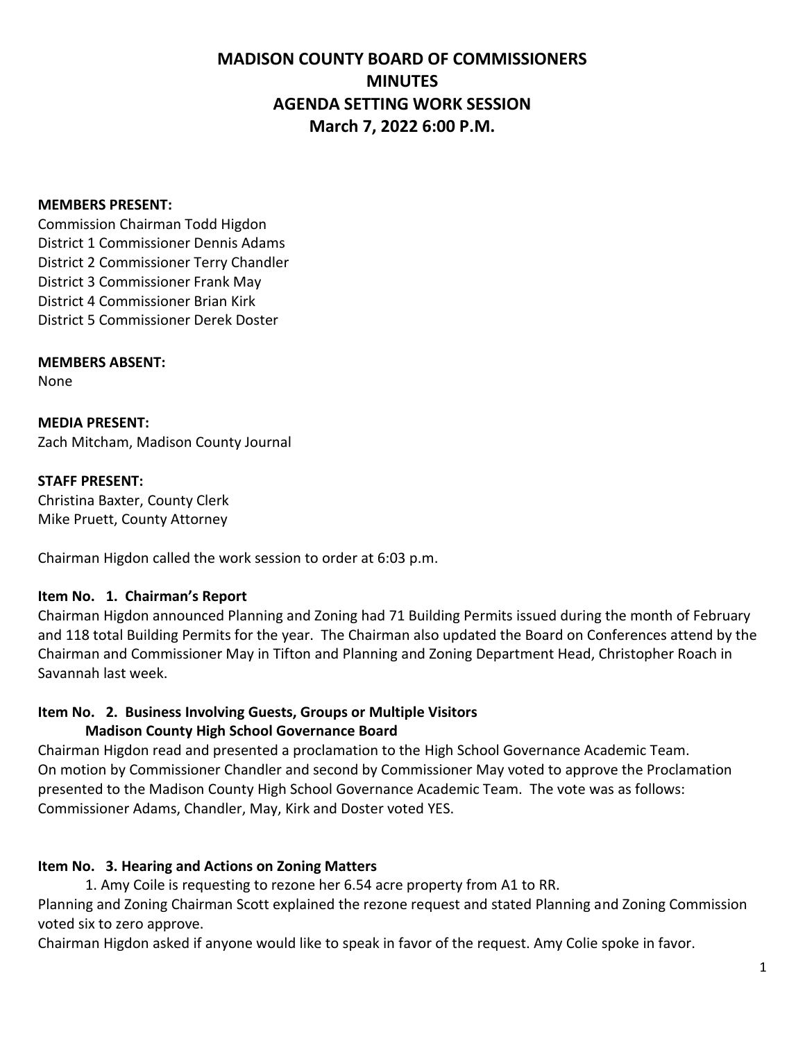# MADISON COUNTY BOARD OF COMMISSIONERS
# MINUTES
# AGENDA SETTING WORK SESSION
# March 7, 2022 6:00 P.M.

**MEMBERS PRESENT:**
Commission Chairman Todd Higdon
District 1 Commissioner Dennis Adams
District 2 Commissioner Terry Chandler
District 3 Commissioner Frank May
District 4 Commissioner Brian Kirk
District 5 Commissioner Derek Doster

**MEMBERS ABSENT:**
None

**MEDIA PRESENT:**
Zach Mitcham, Madison County Journal

**STAFF PRESENT:**
Christina Baxter, County Clerk
Mike Pruett, County Attorney

Chairman Higdon called the work session to order at 6:03 p.m.

**Item No. 1. Chairman's Report**
Chairman Higdon announced Planning and Zoning had 71 Building Permits issued during the month of February and 118 total Building Permits for the year. The Chairman also updated the Board on Conferences attend by the Chairman and Commissioner May in Tifton and Planning and Zoning Department Head, Christopher Roach in Savannah last week.

**Item No. 2. Business Involving Guests, Groups or Multiple Visitors**
**Madison County High School Governance Board**
Chairman Higdon read and presented a proclamation to the High School Governance Academic Team.
On motion by Commissioner Chandler and second by Commissioner May voted to approve the Proclamation presented to the Madison County High School Governance Academic Team. The vote was as follows: Commissioner Adams, Chandler, May, Kirk and Doster voted YES.

**Item No. 3. Hearing and Actions on Zoning Matters**

1. Amy Coile is requesting to rezone her 6.54 acre property from A1 to RR.

Planning and Zoning Chairman Scott explained the rezone request and stated Planning and Zoning Commission voted six to zero approve.
Chairman Higdon asked if anyone would like to speak in favor of the request. Amy Colie spoke in favor.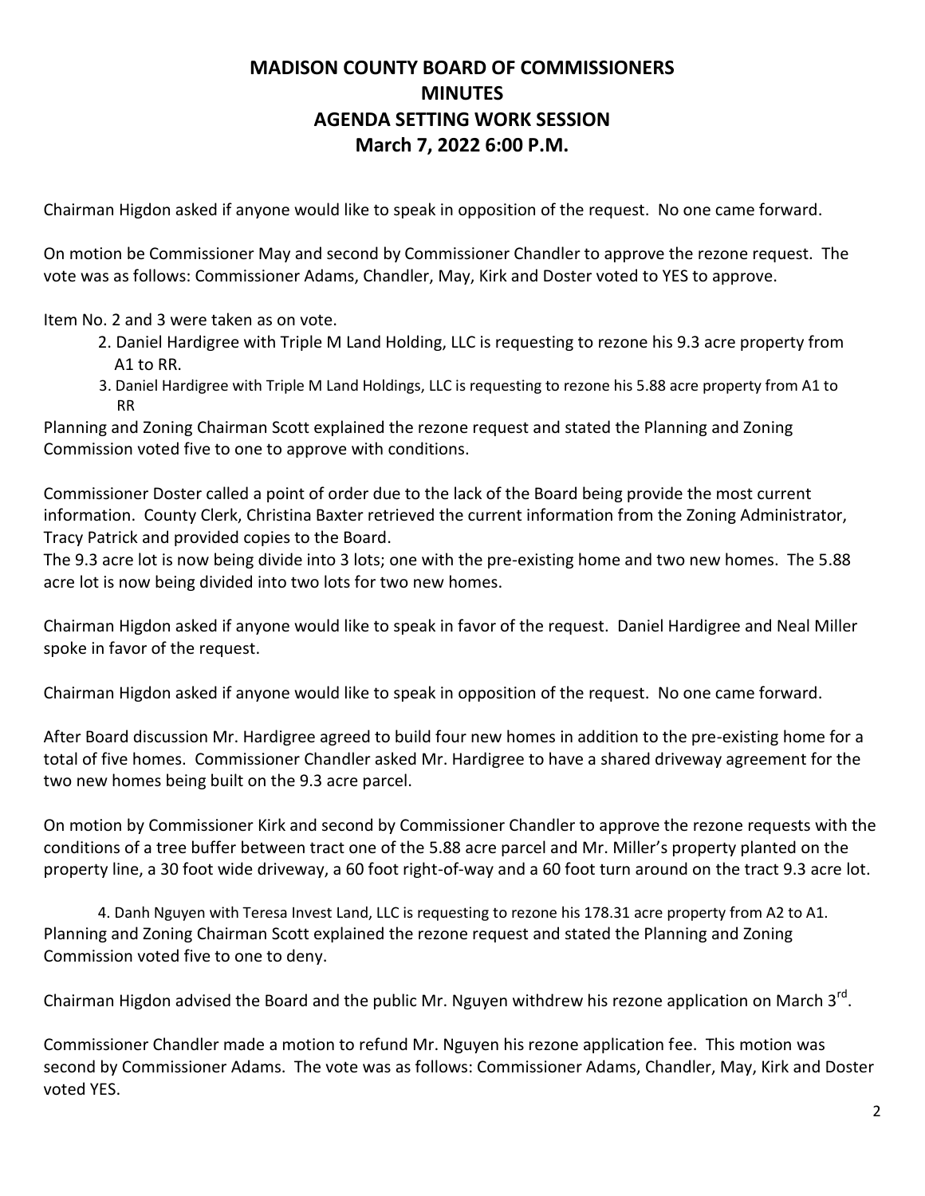# MADISON COUNTY BOARD OF COMMISSIONERS
# MINUTES
# AGENDA SETTING WORK SESSION
# March 7, 2022 6:00 P.M.

Chairman Higdon asked if anyone would like to speak in opposition of the request. No one came forward.

On motion be Commissioner May and second by Commissioner Chandler to approve the rezone request. The vote was as follows: Commissioner Adams, Chandler, May, Kirk and Doster voted to YES to approve.

Item No. 2 and 3 were taken as on vote.

2. Daniel Hardigree with Triple M Land Holding, LLC is requesting to rezone his 9.3 acre property from A1 to RR.
3. Daniel Hardigree with Triple M Land Holdings, LLC is requesting to rezone his 5.88 acre property from A1 to RR

Planning and Zoning Chairman Scott explained the rezone request and stated the Planning and Zoning Commission voted five to one to approve with conditions.

Commissioner Doster called a point of order due to the lack of the Board being provide the most current information. County Clerk, Christina Baxter retrieved the current information from the Zoning Administrator, Tracy Patrick and provided copies to the Board.

The 9.3 acre lot is now being divide into 3 lots; one with the pre-existing home and two new homes. The 5.88 acre lot is now being divided into two lots for two new homes.

Chairman Higdon asked if anyone would like to speak in favor of the request. Daniel Hardigree and Neal Miller spoke in favor of the request.

Chairman Higdon asked if anyone would like to speak in opposition of the request. No one came forward.

After Board discussion Mr. Hardigree agreed to build four new homes in addition to the pre-existing home for a total of five homes. Commissioner Chandler asked Mr. Hardigree to have a shared driveway agreement for the two new homes being built on the 9.3 acre parcel.

On motion by Commissioner Kirk and second by Commissioner Chandler to approve the rezone requests with the conditions of a tree buffer between tract one of the 5.88 acre parcel and Mr. Miller's property planted on the property line, a 30 foot wide driveway, a 60 foot right-of-way and a 60 foot turn around on the tract 9.3 acre lot.

4. Danh Nguyen with Teresa Invest Land, LLC is requesting to rezone his 178.31 acre property from A2 to A1.

Planning and Zoning Chairman Scott explained the rezone request and stated the Planning and Zoning Commission voted five to one to deny.

Chairman Higdon advised the Board and the public Mr. Nguyen withdrew his rezone application on March 3rd.

Commissioner Chandler made a motion to refund Mr. Nguyen his rezone application fee. This motion was second by Commissioner Adams. The vote was as follows: Commissioner Adams, Chandler, May, Kirk and Doster voted YES.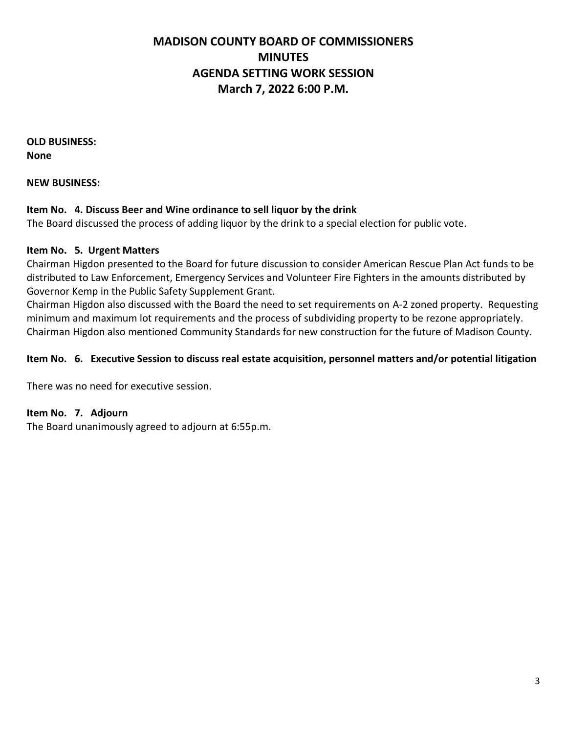# MADISON COUNTY BOARD OF COMMISSIONERS
# MINUTES
# AGENDA SETTING WORK SESSION
# March 7, 2022 6:00 P.M.

**OLD BUSINESS:**
**None**

**NEW BUSINESS:**

**Item No. 4. Discuss Beer and Wine ordinance to sell liquor by the drink**
The Board discussed the process of adding liquor by the drink to a special election for public vote.

**Item No. 5. Urgent Matters**
Chairman Higdon presented to the Board for future discussion to consider American Rescue Plan Act funds to be distributed to Law Enforcement, Emergency Services and Volunteer Fire Fighters in the amounts distributed by Governor Kemp in the Public Safety Supplement Grant.
Chairman Higdon also discussed with the Board the need to set requirements on A-2 zoned property. Requesting minimum and maximum lot requirements and the process of subdividing property to be rezone appropriately.
Chairman Higdon also mentioned Community Standards for new construction for the future of Madison County.

**Item No. 6. Executive Session to discuss real estate acquisition, personnel matters and/or potential litigation**

There was no need for executive session.

**Item No. 7. Adjourn**
The Board unanimously agreed to adjourn at 6:55p.m.